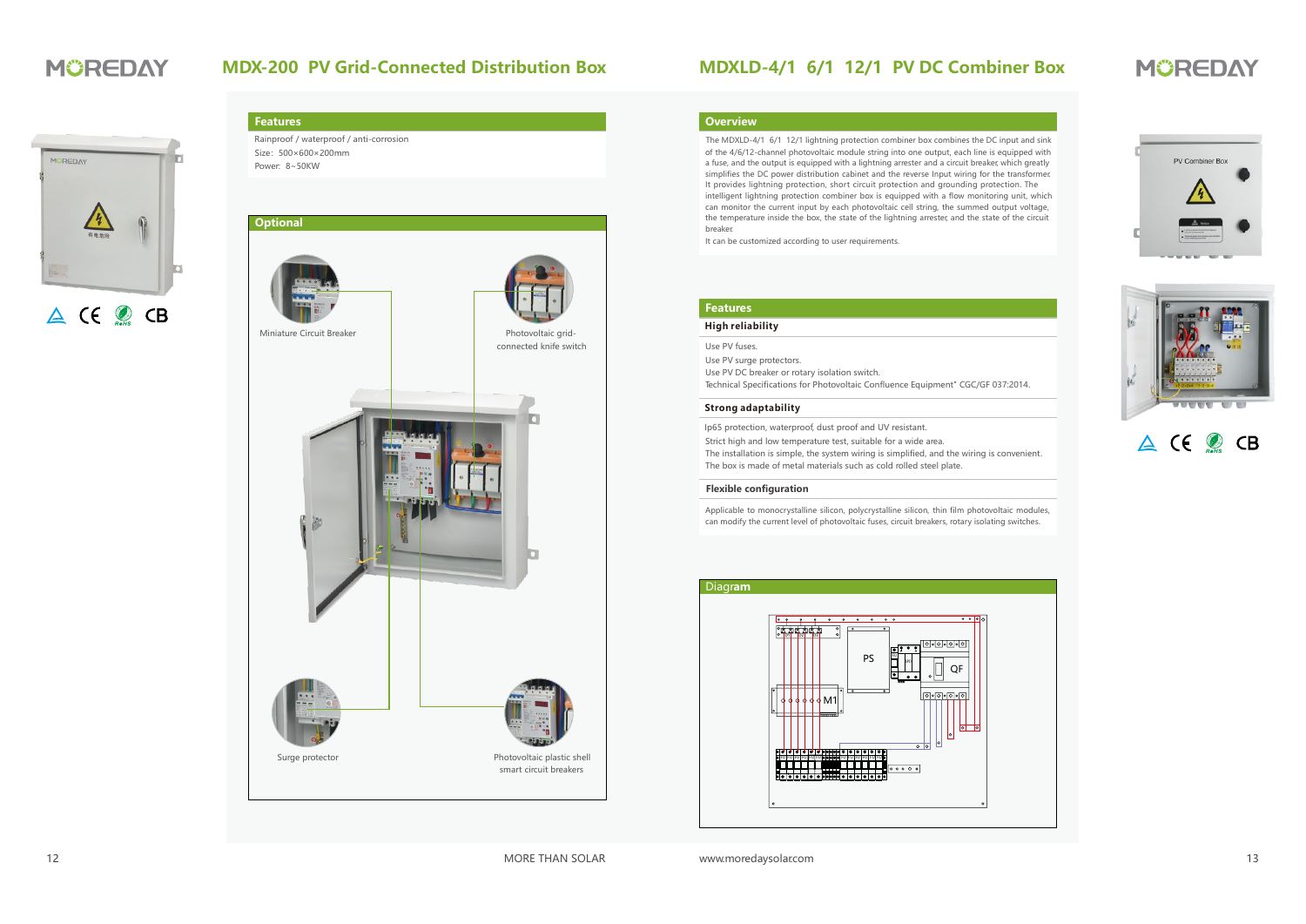# MDX-200 PV Grid-Connected Distribution Box

## Features

Rainproof / waterproof / anti-corrosion
Size：500×600×200mm
Power：8~50KW

## Optional

Miniature Circuit Breaker

Photovoltaic grid-connected knife switch

Surge protector

Photovoltaic plastic shell smart circuit breakers

# MDXLD-4/1 6/1 12/1 PV DC Combiner Box

## Overview

The MDXLD-4/1 6/1 12/1 lightning protection combiner box combines the DC input and sink of the 4/6/12-channel photovoltaic module string into one output, each line is equipped with a fuse, and the output is equipped with a lightning arrester and a circuit breaker, which greatly simplifies the DC power distribution cabinet and the reverse Input wiring for the transformer. It provides lightning protection, short circuit protection and grounding protection. The intelligent lightning protection combiner box is equipped with a flow monitoring unit, which can monitor the current input by each photovoltaic cell string, the summed output voltage, the temperature inside the box, the state of the lightning arrester, and the state of the circuit breaker.
It can be customized according to user requirements.

## Features

### High reliability

Use PV fuses.
Use PV surge protectors.
Use PV DC breaker or rotary isolation switch.
Technical Specifications for Photovoltaic Confluence Equipment" CGC/GF 037:2014.

### Strong adaptability

Ip65 protection, waterproof, dust proof and UV resistant.
Strict high and low temperature test, suitable for a wide area.
The installation is simple, the system wiring is simplified, and the wiring is convenient.
The box is made of metal materials such as cold rolled steel plate.

### Flexible configuration

Applicable to monocrystalline silicon, polycrystalline silicon, thin film photovoltaic modules, can modify the current level of photovoltaic fuses, circuit breakers, rotary isolating switches.

## Diagram

PS　QF　M1

MORE THAN SOLAR　www.moredaysolar.com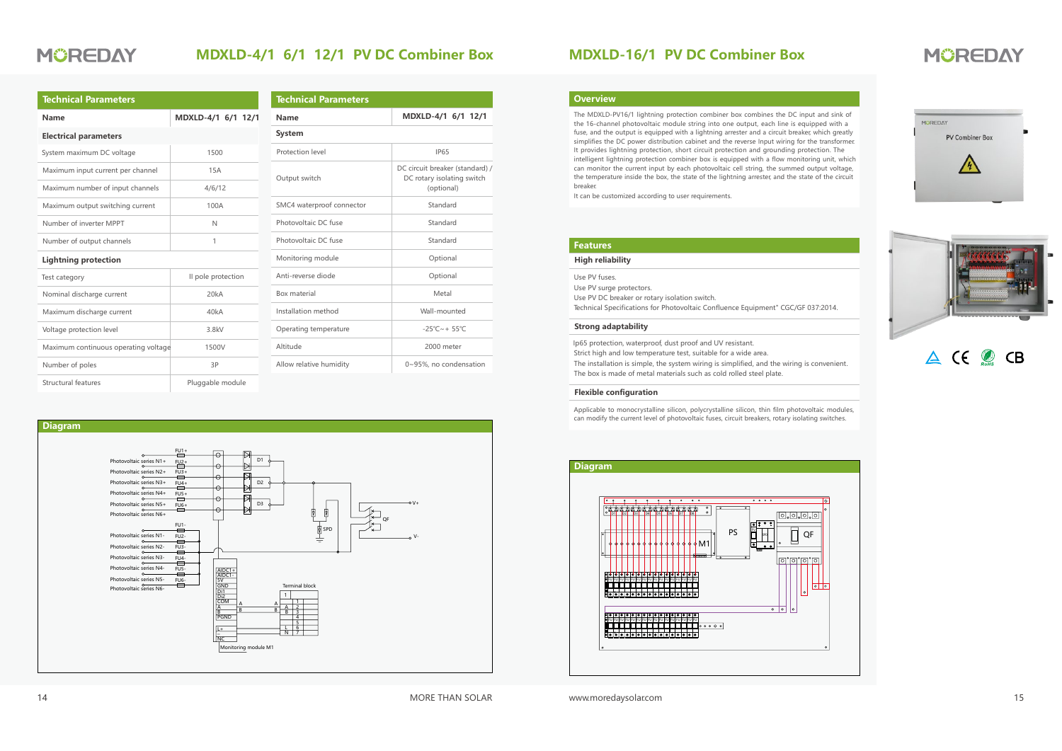# MDXLD-4/1 6/1 12/1 PV DC Combiner Box

## Technical Parameters

| Name | MDXLD-4/1 6/1 12/1 |
|---|---|
| **Electrical parameters** | |
| System maximum DC voltage | 1500 |
| Maximum input current per channel | 15A |
| Maximum number of input channels | 4/6/12 |
| Maximum output switching current | 100A |
| Number of inverter MPPT | N |
| Number of output channels | 1 |
| **Lightning protection** | |
| Test category | II pole protection |
| Nominal discharge current | 20kA |
| Maximum discharge current | 40kA |
| Voltage protection level | 3.8kV |
| Maximum continuous operating voltage | 1500V |
| Number of poles | 3P |
| Structural features | Pluggable module |

## Technical Parameters

| Name | MDXLD-4/1 6/1 12/1 |
|---|---|
| **System** | |
| Protection level | IP65 |
| Output switch | DC circuit breaker (standard) / DC rotary isolating switch (optional) |
| SMC4 waterproof connector | Standard |
| Photovoltaic DC fuse | Standard |
| Photovoltaic DC fuse | Standard |
| Monitoring module | Optional |
| Anti-reverse diode | Optional |
| Box material | Metal |
| Installation method | Wall-mounted |
| Operating temperature | -25℃~+ 55℃ |
| Altitude | 2000 meter |
| Allow relative humidity | 0~95%, no condensation |

## Diagram

Photovoltaic series N1+
Photovoltaic series N2+
Photovoltaic series N3+
Photovoltaic series N4+
Photovoltaic series N5+
Photovoltaic series N6+
FU1+ FU2+ FU3+ FU4+ FU5+ FU6+
D1 D2 D3
SPD
QF
V+
V-
Photovoltaic series N1-
Photovoltaic series N2-
Photovoltaic series N3-
Photovoltaic series N4-
Photovoltaic series N5-
Photovoltaic series N6-
FU1- FU2- FU3- FU4- FU5- FU6-
AIDC1+ AIDC1- 5V GND Di1 Di2 COM A B PGND L+ NC
Terminal block
Monitoring module M1

# MDXLD-16/1 PV DC Combiner Box

## Overview

The MDXLD-PV16/1 lightning protection combiner box combines the DC input and sink of the 16-channel photovoltaic module string into one output, each line is equipped with a fuse, and the output is equipped with a lightning arrester and a circuit breaker, which greatly simplifies the DC power distribution cabinet and the reverse Input wiring for the transformer. It provides lightning protection, short circuit protection and grounding protection. The intelligent lightning protection combiner box is equipped with a flow monitoring unit, which can monitor the current input by each photovoltaic cell string, the summed output voltage, the temperature inside the box, the state of the lightning arrester, and the state of the circuit breaker.

It can be customized according to user requirements.

## Features

### High reliability

Use PV fuses.
Use PV surge protectors.
Use PV DC breaker or rotary isolation switch.
Technical Specifications for Photovoltaic Confluence Equipment" CGC/GF 037:2014.

### Strong adaptability

Ip65 protection, waterproof, dust proof and UV resistant.
Strict high and low temperature test, suitable for a wide area.
The installation is simple, the system wiring is simplified, and the wiring is convenient.
The box is made of material such as cold rolled steel plate.

### Flexible configuration

Applicable to monocrystalline silicon, polycrystalline silicon, thin film photovoltaic modules, can modify the current level of photovoltaic fuses, circuit breakers, rotary isolating switches.

## Diagram

PS
QF
M1

PV Combiner Box

MORE THAN SOLAR

www.moredaysolar.com